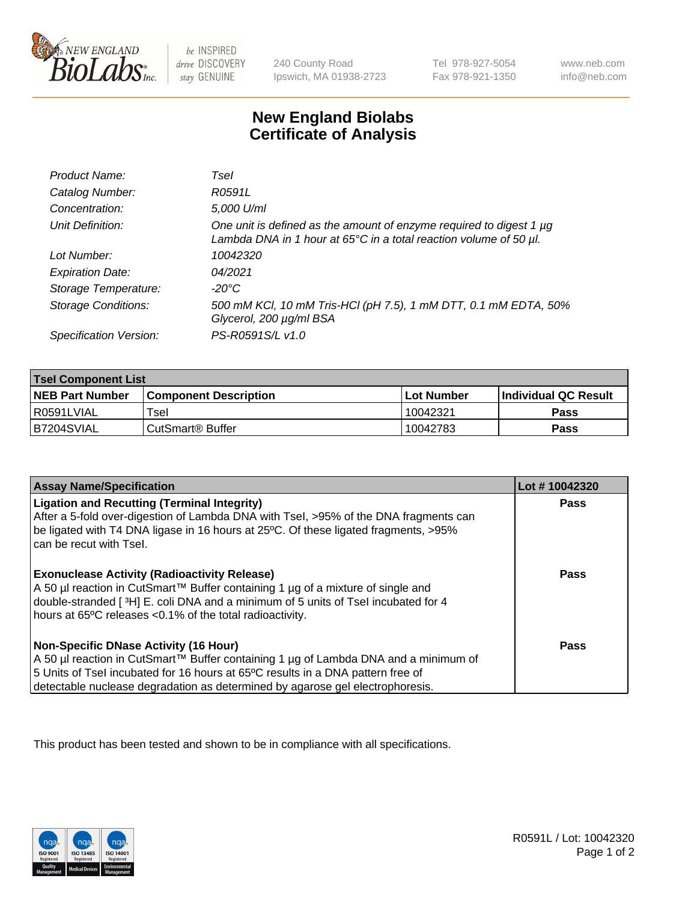# New England Biolabs Certificate of Analysis

| | |
|---|---|
| *Product Name:* | *TseI* |
| *Catalog Number:* | *R0591L* |
| *Concentration:* | *5,000 U/ml* |
| *Unit Definition:* | *One unit is defined as the amount of enzyme required to digest 1 µg Lambda DNA in 1 hour at 65°C in a total reaction volume of 50 µl.* |
| *Lot Number:* | *10042320* |
| *Expiration Date:* | *04/2021* |
| *Storage Temperature:* | *-20°C* |
| *Storage Conditions:* | *500 mM KCl, 10 mM Tris-HCl (pH 7.5), 1 mM DTT, 0.1 mM EDTA, 50% Glycerol, 200 µg/ml BSA* |
| *Specification Version:* | *PS-R0591S/L v1.0* |

| TseI Component List | | | |
|---|---|---|---|
| **NEB Part Number** | **Component Description** | **Lot Number** | **Individual QC Result** |
| R0591LVIAL | TseI | 10042321 | **Pass** |
| B7204SVIAL | CutSmart® Buffer | 10042783 | **Pass** |

| Assay Name/Specification | Lot # 10042320 |
|---|---|
| **Ligation and Recutting (Terminal Integrity)** After a 5-fold over-digestion of Lambda DNA with TseI, >95% of the DNA fragments can be ligated with T4 DNA ligase in 16 hours at 25ºC. Of these ligated fragments, >95% can be recut with TseI. | **Pass** |
| **Exonuclease Activity (Radioactivity Release)** A 50 µl reaction in CutSmart™ Buffer containing 1 µg of a mixture of single and double-stranded [ $^3$H] E. coli DNA and a minimum of 5 units of TseI incubated for 4 hours at 65ºC releases <0.1% of the total radioactivity. | **Pass** |
| **Non-Specific DNase Activity (16 Hour)** A 50 µl reaction in CutSmart™ Buffer containing 1 µg of Lambda DNA and a minimum of 5 Units of TseI incubated for 16 hours at 65ºC results in a DNA pattern free of detectable nuclease degradation as determined by agarose gel electrophoresis. | **Pass** |

This product has been tested and shown to be in compliance with all specifications.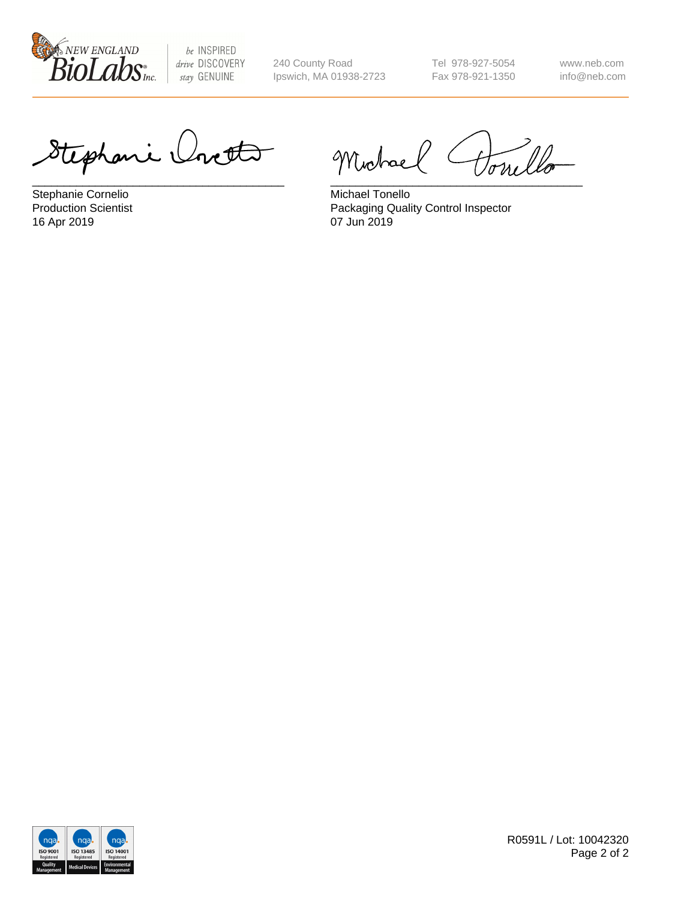Stephanie Cornelio
Production Scientist
16 Apr 2019

Michael Tonello
Packaging Quality Control Inspector
07 Jun 2019

R0591L / Lot: 10042320